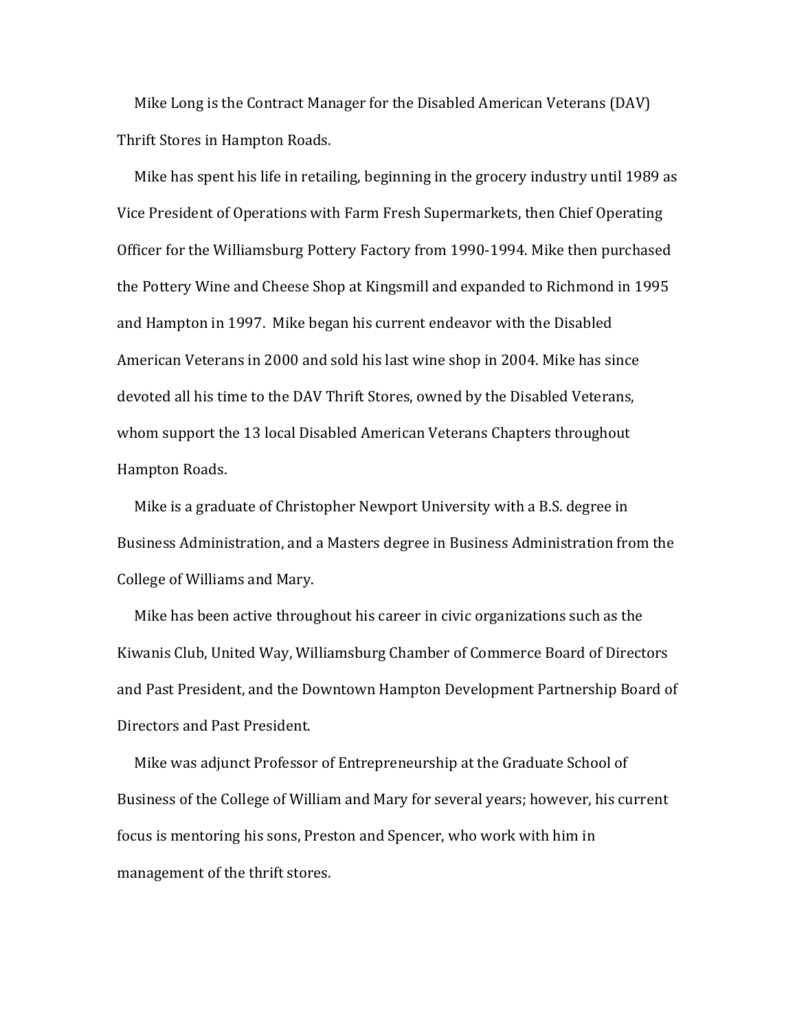Mike Long is the Contract Manager for the Disabled American Veterans (DAV) Thrift Stores in Hampton Roads.

Mike has spent his life in retailing, beginning in the grocery industry until 1989 as Vice President of Operations with Farm Fresh Supermarkets, then Chief Operating Officer for the Williamsburg Pottery Factory from 1990-1994. Mike then purchased the Pottery Wine and Cheese Shop at Kingsmill and expanded to Richmond in 1995 and Hampton in 1997. Mike began his current endeavor with the Disabled American Veterans in 2000 and sold his last wine shop in 2004. Mike has since devoted all his time to the DAV Thrift Stores, owned by the Disabled Veterans, whom support the 13 local Disabled American Veterans Chapters throughout Hampton Roads.

Mike is a graduate of Christopher Newport University with a B.S. degree in Business Administration, and a Masters degree in Business Administration from the College of Williams and Mary.

Mike has been active throughout his career in civic organizations such as the Kiwanis Club, United Way, Williamsburg Chamber of Commerce Board of Directors and Past President, and the Downtown Hampton Development Partnership Board of Directors and Past President.

Mike was adjunct Professor of Entrepreneurship at the Graduate School of Business of the College of William and Mary for several years; however, his current focus is mentoring his sons, Preston and Spencer, who work with him in management of the thrift stores.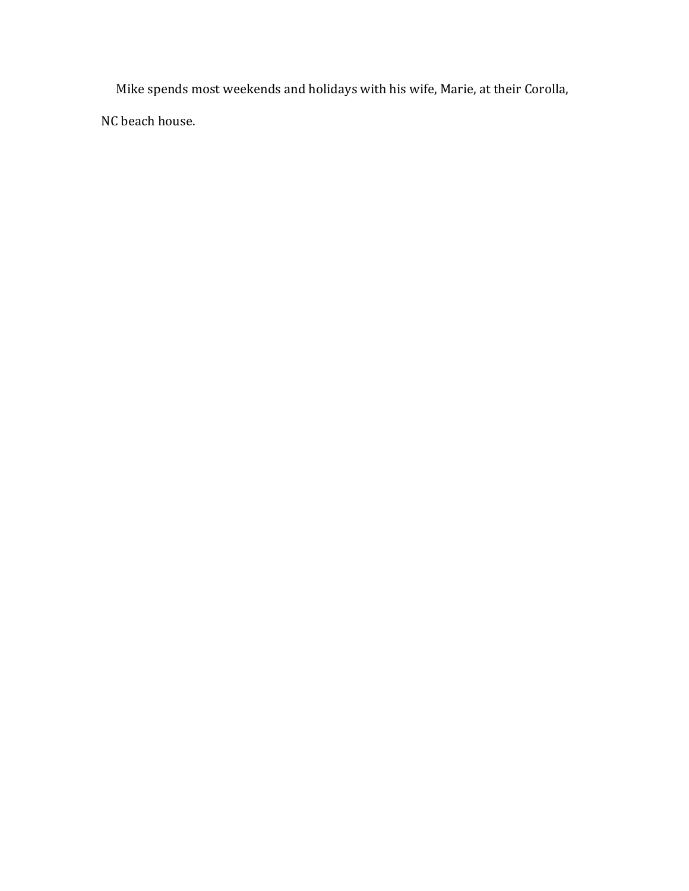Mike spends most weekends and holidays with his wife, Marie, at their Corolla, NC beach house.